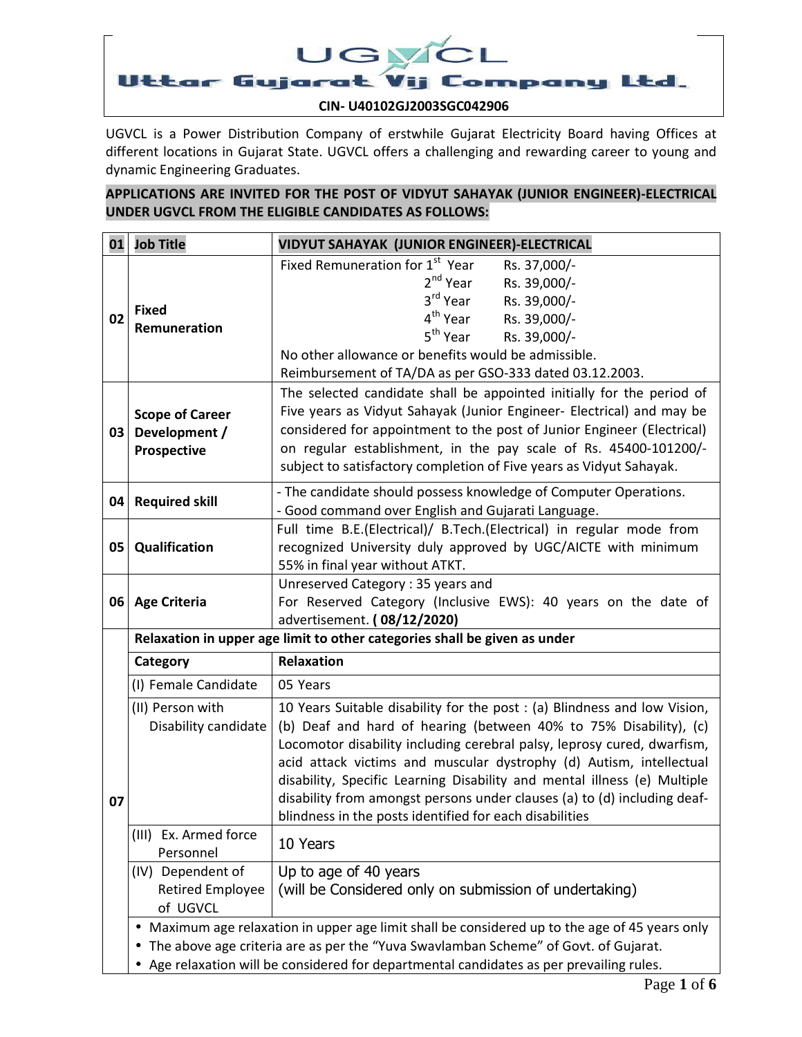# Uttar Gujarat Vij Company Ltd.

**CIN- U40102GJ2003SGC042906**

UGVCL is a Power Distribution Company of erstwhile Gujarat Electricity Board having Offices at different locations in Gujarat State. UGVCL offers a challenging and rewarding career to young and dynamic Engineering Graduates.

**APPLICATIONS ARE INVITED FOR THE POST OF VIDYUT SAHAYAK (JUNIOR ENGINEER)-ELECTRICAL UNDER UGVCL FROM THE ELIGIBLE CANDIDATES AS FOLLOWS:**

| 01 | **Job Title** | **VIDYUT SAHAYAK (JUNIOR ENGINEER)-ELECTRICAL** |
|---|---|---|
| 02 | **Fixed Remuneration** | Fixed Remuneration for 1st Year Rs. 37,000/-<br>2nd Year Rs. 39,000/-<br>3rd Year Rs. 39,000/-<br>4th Year Rs. 39,000/-<br>5th Year Rs. 39,000/-<br>No other allowance or benefits would be admissible.<br>Reimbursement of TA/DA as per GSO-333 dated 03.12.2003. |
| 03 | **Scope of Career Development / Prospective** | The selected candidate shall be appointed initially for the period of Five years as Vidyut Sahayak (Junior Engineer- Electrical) and may be considered for appointment to the post of Junior Engineer (Electrical) on regular establishment, in the pay scale of Rs. 45400-101200/- subject to satisfactory completion of Five years as Vidyut Sahayak. |
| 04 | **Required skill** | - The candidate should possess knowledge of Computer Operations.<br>- Good command over English and Gujarati Language. |
| 05 | **Qualification** | Full time B.E.(Electrical)/ B.Tech.(Electrical) in regular mode from recognized University duly approved by UGC/AICTE with minimum 55% in final year without ATKT. |
| 06 | **Age Criteria** | Unreserved Category : 35 years and<br>For Reserved Category (Inclusive EWS): 40 years on the date of advertisement. **( 08/12/2020)** |
| 07 | **Relaxation in upper age limit to other categories shall be given as under** | |
| | **Category** | **Relaxation** |
| | (I) Female Candidate | 05 Years |
| | (II) Person with Disability candidate | 10 Years Suitable disability for the post : (a) Blindness and low Vision, (b) Deaf and hard of hearing (between 40% to 75% Disability), (c) Locomotor disability including cerebral palsy, leprosy cured, dwarfism, acid attack victims and muscular dystrophy (d) Autism, intellectual disability, Specific Learning Disability and mental illness (e) Multiple disability from amongst persons under clauses (a) to (d) including deaf-blindness in the posts identified for each disabilities |
| | (III) Ex. Armed force Personnel | 10 Years |
| | (IV) Dependent of Retired Employee of UGVCL | Up to age of 40 years<br>(will be Considered only on submission of undertaking) |
| | • Maximum age relaxation in upper age limit shall be considered up to the age of 45 years only<br>• The above age criteria are as per the "Yuva Swavlamban Scheme" of Govt. of Gujarat.<br>• Age relaxation will be considered for departmental candidates as per prevailing rules. | |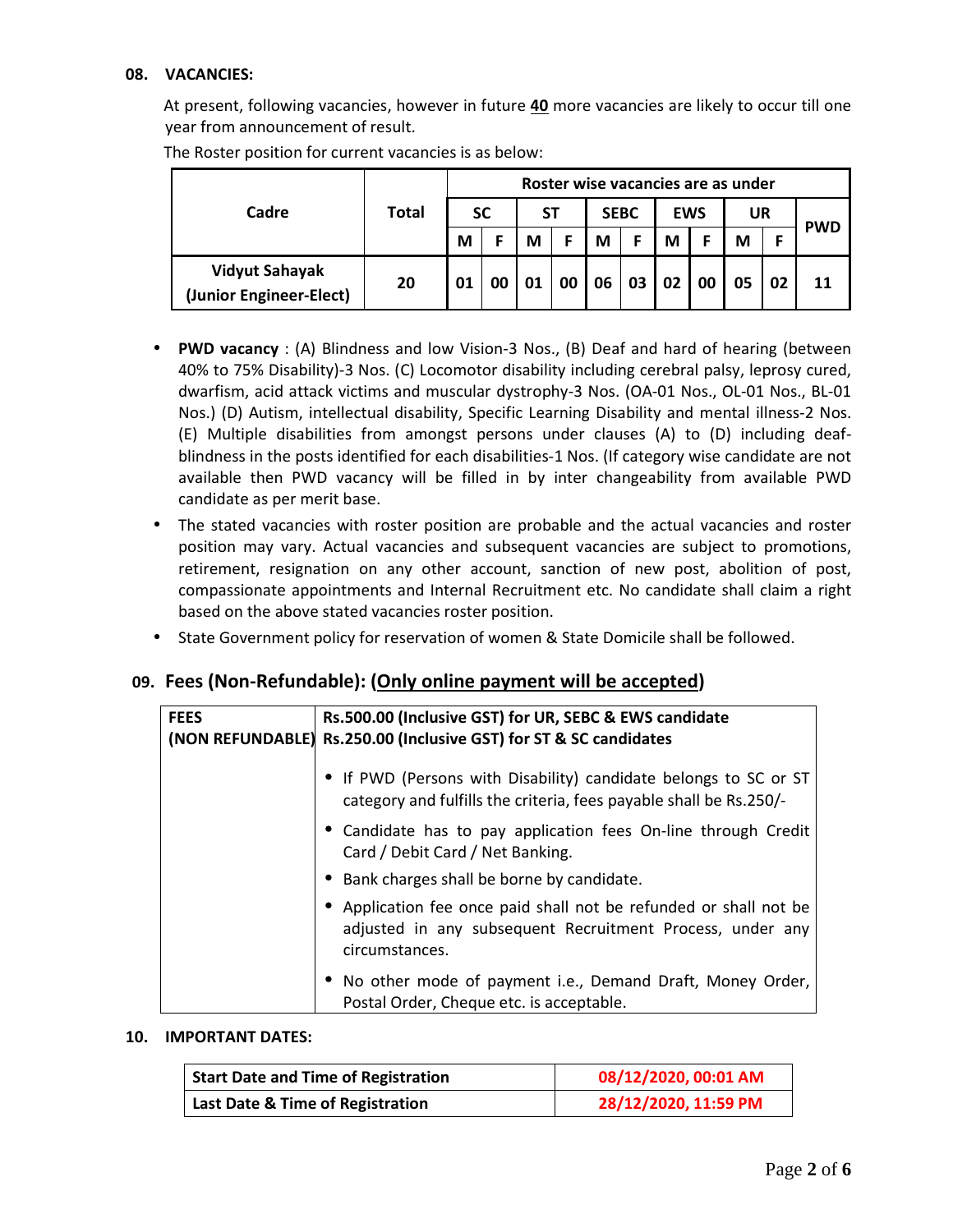### 08. VACANCIES:

At present, following vacancies, however in future **40** more vacancies are likely to occur till one year from announcement of result.

The Roster position for current vacancies is as below:

| Cadre | Total | Roster wise vacancies are as under | | | | | | | | | | |
|---|---|---|---|---|---|---|---|---|---|---|---|---|
| | | SC | | ST | | SEBC | | EWS | | UR | | PWD |
| | | M | F | M | F | M | F | M | F | M | F | |
| Vidyut Sahayak (Junior Engineer-Elect) | 20 | 01 | 00 | 01 | 00 | 06 | 03 | 02 | 00 | 05 | 02 | 11 |

- **PWD vacancy** : (A) Blindness and low Vision-3 Nos., (B) Deaf and hard of hearing (between 40% to 75% Disability)-3 Nos. (C) Locomotor disability including cerebral palsy, leprosy cured, dwarfism, acid attack victims and muscular dystrophy-3 Nos. (OA-01 Nos., OL-01 Nos., BL-01 Nos.) (D) Autism, intellectual disability, Specific Learning Disability and mental illness-2 Nos. (E) Multiple disabilities from amongst persons under clauses (A) to (D) including deaf-blindness in the posts identified for each disabilities-1 Nos. (If category wise candidate are not available then PWD vacancy will be filled in by inter changeability from available PWD candidate as per merit base.
- The stated vacancies with roster position are probable and the actual vacancies and roster position may vary. Actual vacancies and subsequent vacancies are subject to promotions, retirement, resignation on any other account, sanction of new post, abolition of post, compassionate appointments and Internal Recruitment etc. No candidate shall claim a right based on the above stated vacancies roster position.
- State Government policy for reservation of women & State Domicile shall be followed.

### 09. Fees (Non-Refundable): (<u>Only online payment will be accepted</u>)

| FEES (NON REFUNDABLE) | **Rs.500.00 (Inclusive GST) for UR, SEBC & EWS candidate**<br>**Rs.250.00 (Inclusive GST) for ST & SC candidates**<br>• If PWD (Persons with Disability) candidate belongs to SC or ST category and fulfills the criteria, fees payable shall be Rs.250/-<br>• Candidate has to pay application fees On-line through Credit Card / Debit Card / Net Banking.<br>• Bank charges shall be borne by candidate.<br>• Application fee once paid shall not be refunded or shall not be adjusted in any subsequent Recruitment Process, under any circumstances.<br>• No other mode of payment i.e., Demand Draft, Money Order, Postal Order, Cheque etc. is acceptable. |
|---|---|

### 10. IMPORTANT DATES:

| Start Date and Time of Registration | 08/12/2020, 00:01 AM |
|---|---|
| Last Date & Time of Registration | 28/12/2020, 11:59 PM |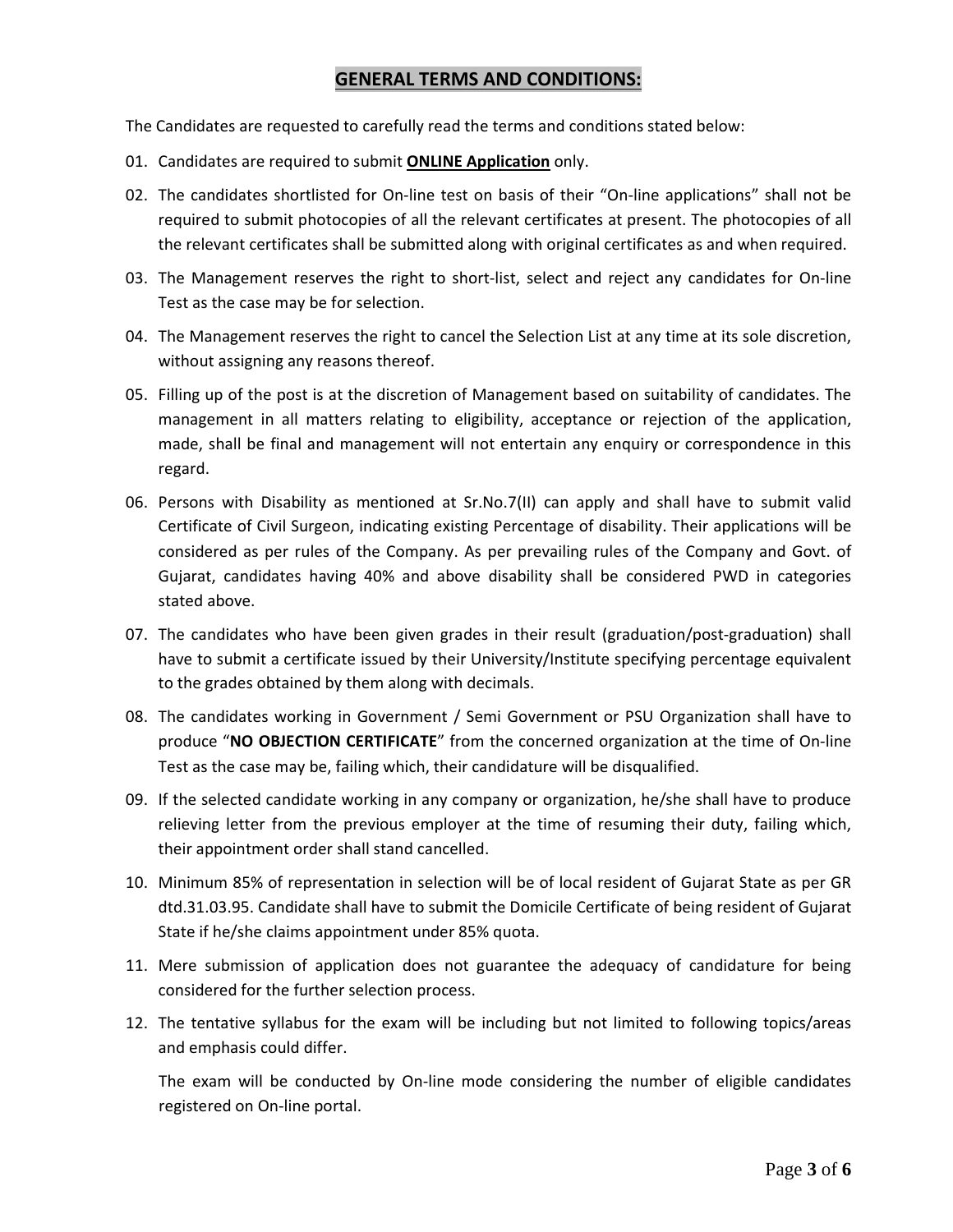## GENERAL TERMS AND CONDITIONS:

The Candidates are requested to carefully read the terms and conditions stated below:

01. Candidates are required to submit **ONLINE Application** only.

02. The candidates shortlisted for On-line test on basis of their "On-line applications" shall not be required to submit photocopies of all the relevant certificates at present. The photocopies of all the relevant certificates shall be submitted along with original certificates as and when required.

03. The Management reserves the right to short-list, select and reject any candidates for On-line Test as the case may be for selection.

04. The Management reserves the right to cancel the Selection List at any time at its sole discretion, without assigning any reasons thereof.

05. Filling up of the post is at the discretion of Management based on suitability of candidates. The management in all matters relating to eligibility, acceptance or rejection of the application, made, shall be final and management will not entertain any enquiry or correspondence in this regard.

06. Persons with Disability as mentioned at Sr.No.7(II) can apply and shall have to submit valid Certificate of Civil Surgeon, indicating existing Percentage of disability. Their applications will be considered as per rules of the Company. As per prevailing rules of the Company and Govt. of Gujarat, candidates having 40% and above disability shall be considered PWD in categories stated above.

07. The candidates who have been given grades in their result (graduation/post-graduation) shall have to submit a certificate issued by their University/Institute specifying percentage equivalent to the grades obtained by them along with decimals.

08. The candidates working in Government / Semi Government or PSU Organization shall have to produce "**NO OBJECTION CERTIFICATE**" from the concerned organization at the time of On-line Test as the case may be, failing which, their candidature will be disqualified.

09. If the selected candidate working in any company or organization, he/she shall have to produce relieving letter from the previous employer at the time of resuming their duty, failing which, their appointment order shall stand cancelled.

10. Minimum 85% of representation in selection will be of local resident of Gujarat State as per GR dtd.31.03.95. Candidate shall have to submit the Domicile Certificate of being resident of Gujarat State if he/she claims appointment under 85% quota.

11. Mere submission of application does not guarantee the adequacy of candidature for being considered for the further selection process.

12. The tentative syllabus for the exam will be including but not limited to following topics/areas and emphasis could differ.

    The exam will be conducted by On-line mode considering the number of eligible candidates registered on On-line portal.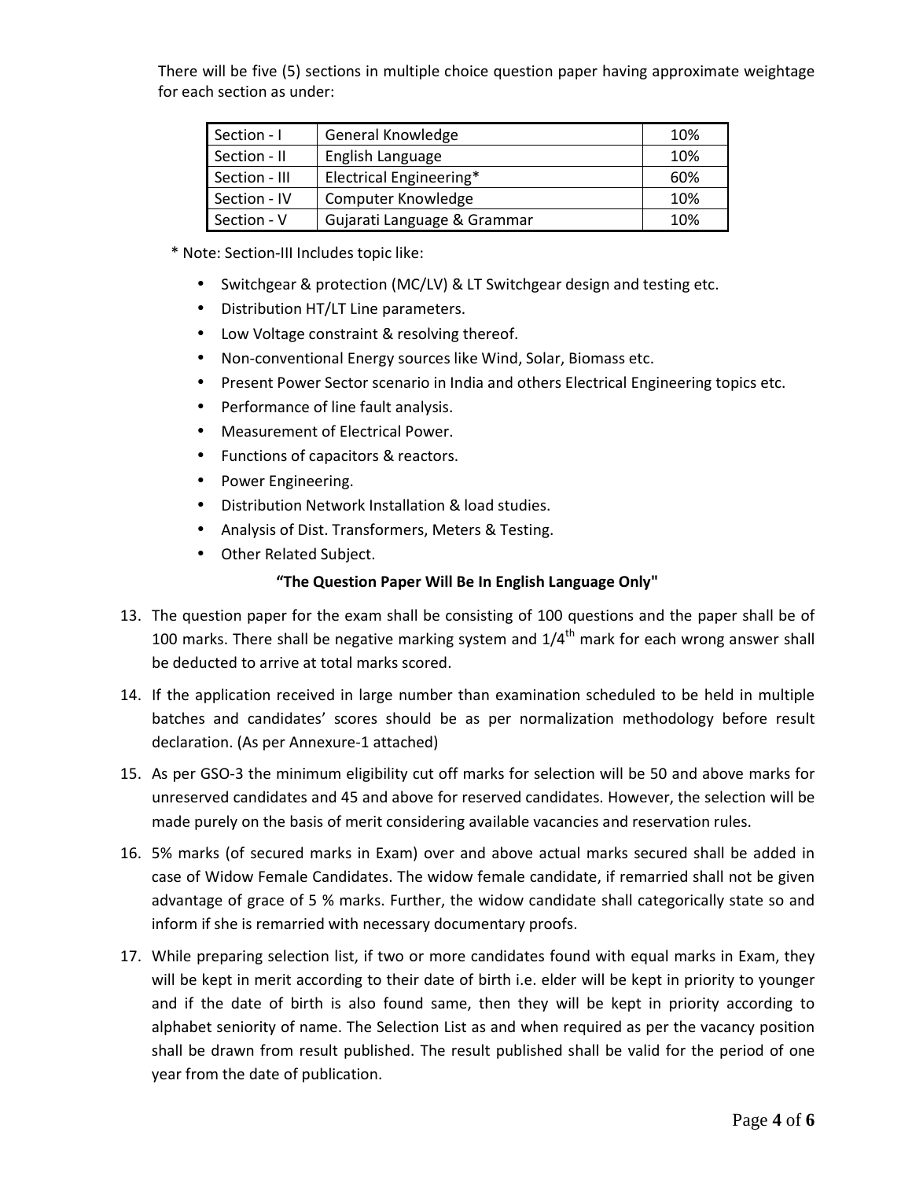There will be five (5) sections in multiple choice question paper having approximate weightage for each section as under:

| Section | Subject | Weightage |
|---|---|---|
| Section - I | General Knowledge | 10% |
| Section - II | English Language | 10% |
| Section - III | Electrical Engineering* | 60% |
| Section - IV | Computer Knowledge | 10% |
| Section - V | Gujarati Language & Grammar | 10% |

\* Note: Section-III Includes topic like:

- Switchgear & protection (MC/LV) & LT Switchgear design and testing etc.
- Distribution HT/LT Line parameters.
- Low Voltage constraint & resolving thereof.
- Non-conventional Energy sources like Wind, Solar, Biomass etc.
- Present Power Sector scenario in India and others Electrical Engineering topics etc.
- Performance of line fault analysis.
- Measurement of Electrical Power.
- Functions of capacitors & reactors.
- Power Engineering.
- Distribution Network Installation & load studies.
- Analysis of Dist. Transformers, Meters & Testing.
- Other Related Subject.

**"The Question Paper Will Be In English Language Only"**

13. The question paper for the exam shall be consisting of 100 questions and the paper shall be of 100 marks. There shall be negative marking system and $1/4^{th}$ mark for each wrong answer shall be deducted to arrive at total marks scored.
14. If the application received in large number than examination scheduled to be held in multiple batches and candidates' scores should be as per normalization methodology before result declaration. (As per Annexure-1 attached)
15. As per GSO-3 the minimum eligibility cut off marks for selection will be 50 and above marks for unreserved candidates and 45 and above for reserved candidates. However, the selection will be made purely on the basis of merit considering available vacancies and reservation rules.
16. 5% marks (of secured marks in Exam) over and above actual marks secured shall be added in case of Widow Female Candidates. The widow female candidate, if remarried shall not be given advantage of grace of 5 % marks. Further, the widow candidate shall categorically state so and inform if she is remarried with necessary documentary proofs.
17. While preparing selection list, if two or more candidates found with equal marks in Exam, they will be kept in merit according to their date of birth i.e. elder will be kept in priority to younger and if the date of birth is also found same, then they will be kept in priority according to alphabet seniority of name. The Selection List as and when required as per the vacancy position shall be drawn from result published. The result published shall be valid for the period of one year from the date of publication.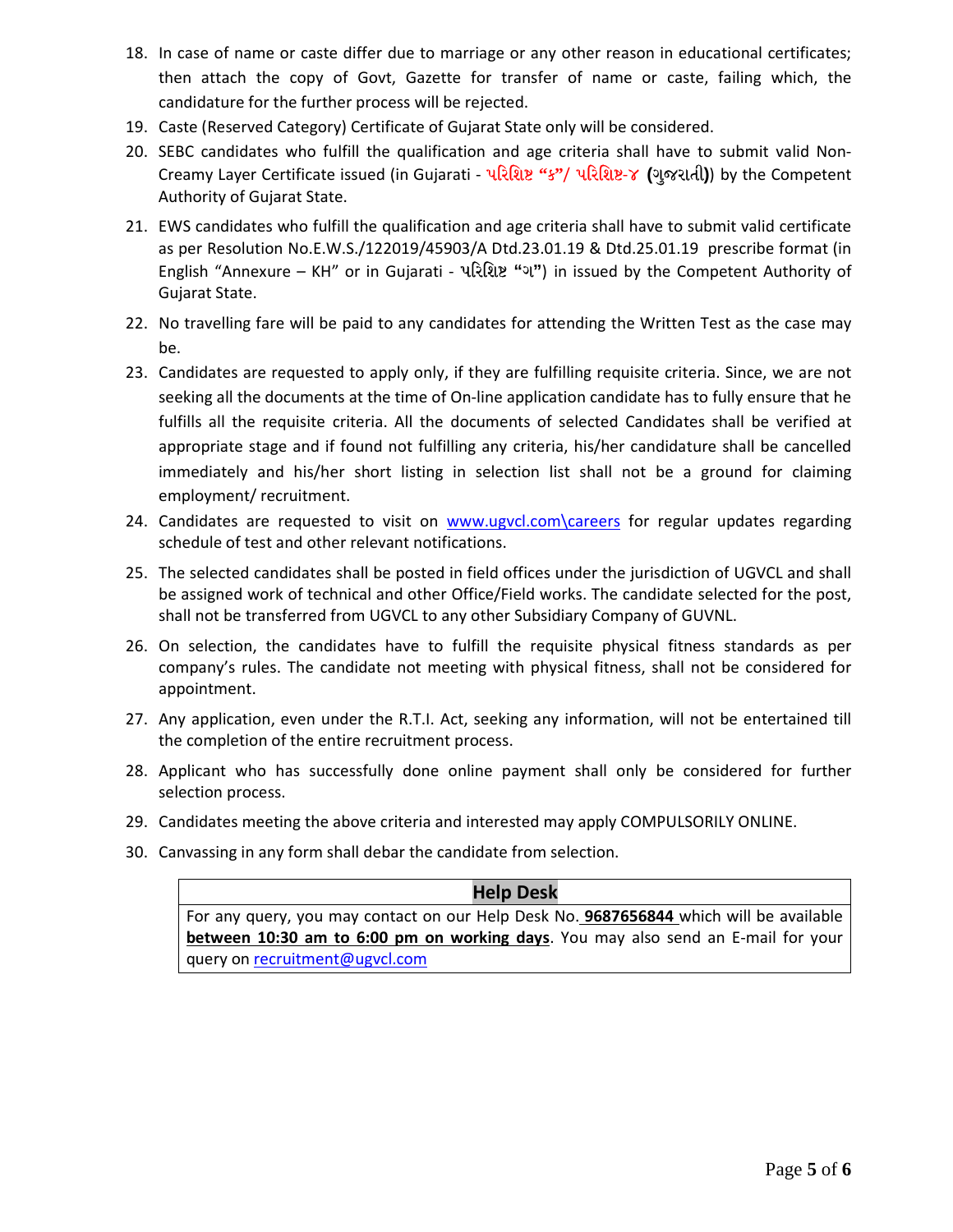18. In case of name or caste differ due to marriage or any other reason in educational certificates; then attach the copy of Govt, Gazette for transfer of name or caste, failing which, the candidature for the further process will be rejected.
19. Caste (Reserved Category) Certificate of Gujarat State only will be considered.
20. SEBC candidates who fulfill the qualification and age criteria shall have to submit valid Non-Creamy Layer Certificate issued (in Gujarati - પરિશિષ્ટ "ક"/ પરિશિષ્ટ-૪ **(**ગુજરાતી**)**) by the Competent Authority of Gujarat State.
21. EWS candidates who fulfill the qualification and age criteria shall have to submit valid certificate as per Resolution No.E.W.S./122019/45903/A Dtd.23.01.19 & Dtd.25.01.19 prescribe format (in English "Annexure – KH" or in Gujarati - પરિશિષ્ટ **"**ગ**"**) in issued by the Competent Authority of Gujarat State.
22. No travelling fare will be paid to any candidates for attending the Written Test as the case may be.
23. Candidates are requested to apply only, if they are fulfilling requisite criteria. Since, we are not seeking all the documents at the time of On-line application candidate has to fully ensure that he fulfills all the requisite criteria. All the documents of selected Candidates shall be verified at appropriate stage and if found not fulfilling any criteria, his/her candidature shall be cancelled immediately and his/her short listing in selection list shall not be a ground for claiming employment/ recruitment.
24. Candidates are requested to visit on www.ugvcl.com\careers for regular updates regarding schedule of test and other relevant notifications.
25. The selected candidates shall be posted in field offices under the jurisdiction of UGVCL and shall be assigned work of technical and other Office/Field works. The candidate selected for the post, shall not be transferred from UGVCL to any other Subsidiary Company of GUVNL.
26. On selection, the candidates have to fulfill the requisite physical fitness standards as per company's rules. The candidate not meeting with physical fitness, shall not be considered for appointment.
27. Any application, even under the R.T.I. Act, seeking any information, will not be entertained till the completion of the entire recruitment process.
28. Applicant who has successfully done online payment shall only be considered for further selection process.
29. Candidates meeting the above criteria and interested may apply COMPULSORILY ONLINE.
30. Canvassing in any form shall debar the candidate from selection.

| **Help Desk** |
| --- |
| For any query, you may contact on our Help Desk No. **9687656844** which will be available **between 10:30 am to 6:00 pm on working days**. You may also send an E-mail for your query on recruitment@ugvcl.com |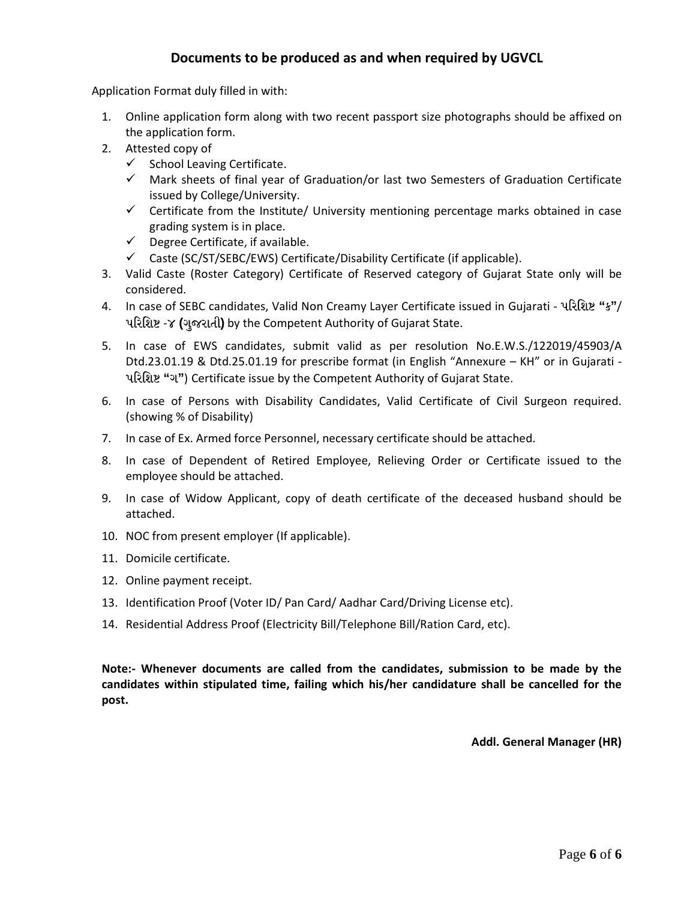## Documents to be produced as and when required by UGVCL

Application Format duly filled in with:

1. Online application form along with two recent passport size photographs should be affixed on the application form.
2. Attested copy of
   - ✓ School Leaving Certificate.
   - ✓ Mark sheets of final year of Graduation/or last two Semesters of Graduation Certificate issued by College/University.
   - ✓ Certificate from the Institute/ University mentioning percentage marks obtained in case grading system is in place.
   - ✓ Degree Certificate, if available.
   - ✓ Caste (SC/ST/SEBC/EWS) Certificate/Disability Certificate (if applicable).
3. Valid Caste (Roster Category) Certificate of Reserved category of Gujarat State only will be considered.
4. In case of SEBC candidates, Valid Non Creamy Layer Certificate issued in Gujarati - પરિશિષ્ટ **"ક"**/ પરિશિષ્ટ -૪ **(ગુજરાતી)** by the Competent Authority of Gujarat State.
5. In case of EWS candidates, submit valid as per resolution No.E.W.S./122019/45903/A Dtd.23.01.19 & Dtd.25.01.19 for prescribe format (in English "Annexure – KH" or in Gujarati - પરિશિષ્ટ **"ગ"**) Certificate issue by the Competent Authority of Gujarat State.
6. In case of Persons with Disability Candidates, Valid Certificate of Civil Surgeon required. (showing % of Disability)
7. In case of Ex. Armed force Personnel, necessary certificate should be attached.
8. In case of Dependent of Retired Employee, Relieving Order or Certificate issued to the employee should be attached.
9. In case of Widow Applicant, copy of death certificate of the deceased husband should be attached.
10. NOC from present employer (If applicable).
11. Domicile certificate.
12. Online payment receipt.
13. Identification Proof (Voter ID/ Pan Card/ Aadhar Card/Driving License etc).
14. Residential Address Proof (Electricity Bill/Telephone Bill/Ration Card, etc).

**Note:- Whenever documents are called from the candidates, submission to be made by the candidates within stipulated time, failing which his/her candidature shall be cancelled for the post.**

**Addl. General Manager (HR)**